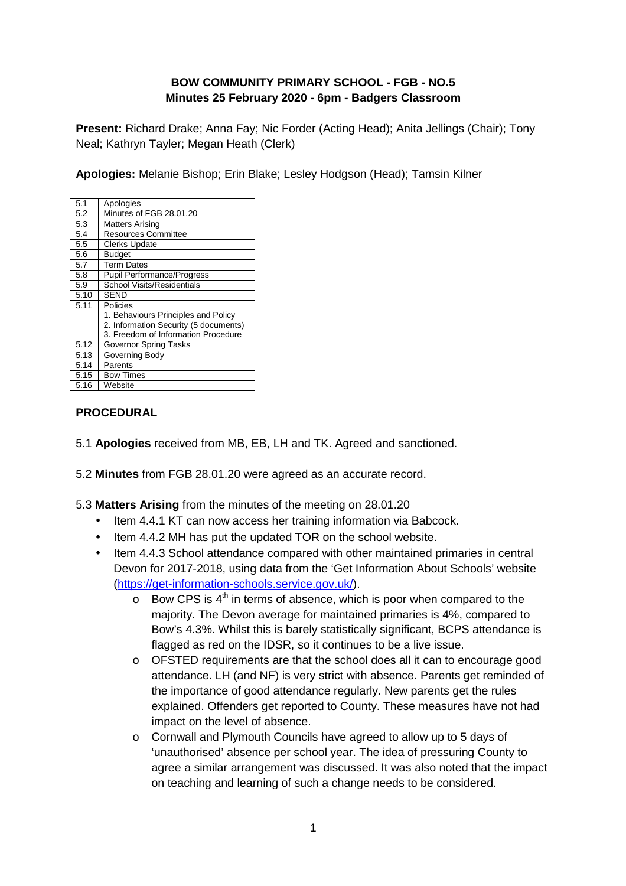**BOW COMMUNITY PRIMARY SCHOOL - FGB - NO.5**
**Minutes 25 February 2020 - 6pm - Badgers Classroom**

**Present:** Richard Drake; Anna Fay; Nic Forder (Acting Head); Anita Jellings (Chair); Tony Neal; Kathryn Tayler; Megan Heath (Clerk)

**Apologies:** Melanie Bishop; Erin Blake; Lesley Hodgson (Head); Tamsin Kilner

| | |
|---|---|
| 5.1 | Apologies |
| 5.2 | Minutes of FGB 28.01.20 |
| 5.3 | Matters Arising |
| 5.4 | Resources Committee |
| 5.5 | Clerks Update |
| 5.6 | Budget |
| 5.7 | Term Dates |
| 5.8 | Pupil Performance/Progress |
| 5.9 | School Visits/Residentials |
| 5.10 | SEND |
| 5.11 | Policies<br>1. Behaviours Principles and Policy<br>2. Information Security (5 documents)<br>3. Freedom of Information Procedure |
| 5.12 | Governor Spring Tasks |
| 5.13 | Governing Body |
| 5.14 | Parents |
| 5.15 | Bow Times |
| 5.16 | Website |

## PROCEDURAL

5.1 **Apologies** received from MB, EB, LH and TK. Agreed and sanctioned.

5.2 **Minutes** from FGB 28.01.20 were agreed as an accurate record.

5.3 **Matters Arising** from the minutes of the meeting on 28.01.20

- Item 4.4.1 KT can now access her training information via Babcock.
- Item 4.4.2 MH has put the updated TOR on the school website.
- Item 4.4.3 School attendance compared with other maintained primaries in central Devon for 2017-2018, using data from the 'Get Information About Schools' website (https://get-information-schools.service.gov.uk/).
  - Bow CPS is 4th in terms of absence, which is poor when compared to the majority. The Devon average for maintained primaries is 4%, compared to Bow's 4.3%. Whilst this is barely statistically significant, BCPS attendance is flagged as red on the IDSR, so it continues to be a live issue.
  - OFSTED requirements are that the school does all it can to encourage good attendance. LH (and NF) is very strict with absence. Parents get reminded of the importance of good attendance regularly. New parents get the rules explained. Offenders get reported to County. These measures have not had impact on the level of absence.
  - Cornwall and Plymouth Councils have agreed to allow up to 5 days of 'unauthorised' absence per school year. The idea of pressuring County to agree a similar arrangement was discussed. It was also noted that the impact on teaching and learning of such a change needs to be considered.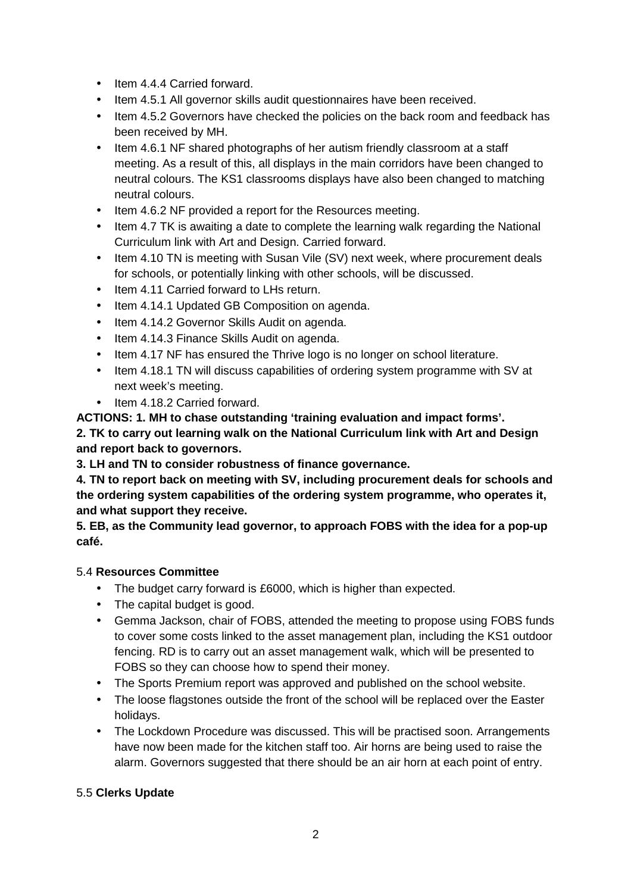- Item 4.4.4 Carried forward.
- Item 4.5.1 All governor skills audit questionnaires have been received.
- Item 4.5.2 Governors have checked the policies on the back room and feedback has been received by MH.
- Item 4.6.1 NF shared photographs of her autism friendly classroom at a staff meeting. As a result of this, all displays in the main corridors have been changed to neutral colours. The KS1 classrooms displays have also been changed to matching neutral colours.
- Item 4.6.2 NF provided a report for the Resources meeting.
- Item 4.7 TK is awaiting a date to complete the learning walk regarding the National Curriculum link with Art and Design. Carried forward.
- Item 4.10 TN is meeting with Susan Vile (SV) next week, where procurement deals for schools, or potentially linking with other schools, will be discussed.
- Item 4.11 Carried forward to LHs return.
- Item 4.14.1 Updated GB Composition on agenda.
- Item 4.14.2 Governor Skills Audit on agenda.
- Item 4.14.3 Finance Skills Audit on agenda.
- Item 4.17 NF has ensured the Thrive logo is no longer on school literature.
- Item 4.18.1 TN will discuss capabilities of ordering system programme with SV at next week's meeting.
- Item 4.18.2 Carried forward.

**ACTIONS: 1. MH to chase outstanding 'training evaluation and impact forms'.**
**2. TK to carry out learning walk on the National Curriculum link with Art and Design and report back to governors.**
**3. LH and TN to consider robustness of finance governance.**
**4. TN to report back on meeting with SV, including procurement deals for schools and the ordering system capabilities of the ordering system programme, who operates it, and what support they receive.**
**5. EB, as the Community lead governor, to approach FOBS with the idea for a pop-up café.**

5.4 **Resources Committee**

- The budget carry forward is £6000, which is higher than expected.
- The capital budget is good.
- Gemma Jackson, chair of FOBS, attended the meeting to propose using FOBS funds to cover some costs linked to the asset management plan, including the KS1 outdoor fencing. RD is to carry out an asset management walk, which will be presented to FOBS so they can choose how to spend their money.
- The Sports Premium report was approved and published on the school website.
- The loose flagstones outside the front of the school will be replaced over the Easter holidays.
- The Lockdown Procedure was discussed. This will be practised soon. Arrangements have now been made for the kitchen staff too. Air horns are being used to raise the alarm. Governors suggested that there should be an air horn at each point of entry.

5.5 **Clerks Update**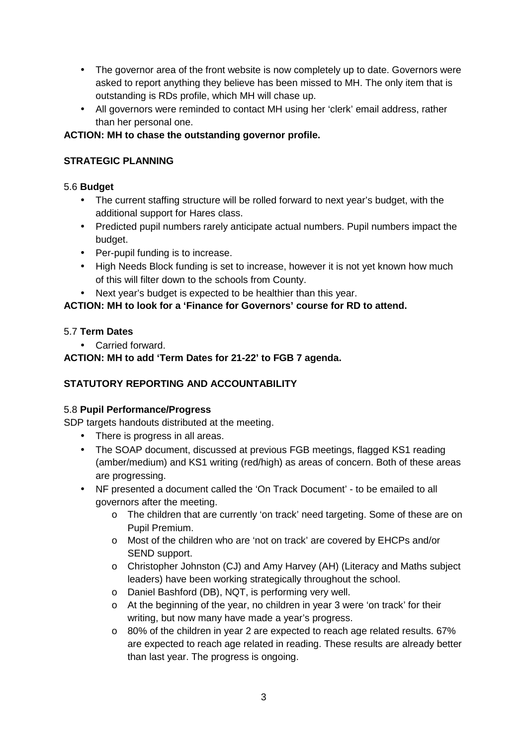- The governor area of the front website is now completely up to date. Governors were asked to report anything they believe has been missed to MH. The only item that is outstanding is RDs profile, which MH will chase up.
- All governors were reminded to contact MH using her 'clerk' email address, rather than her personal one.

**ACTION: MH to chase the outstanding governor profile.**

**STRATEGIC PLANNING**

5.6 **Budget**

- The current staffing structure will be rolled forward to next year's budget, with the additional support for Hares class.
- Predicted pupil numbers rarely anticipate actual numbers. Pupil numbers impact the budget.
- Per-pupil funding is to increase.
- High Needs Block funding is set to increase, however it is not yet known how much of this will filter down to the schools from County.
- Next year's budget is expected to be healthier than this year.

**ACTION: MH to look for a 'Finance for Governors' course for RD to attend.**

5.7 **Term Dates**

- Carried forward.

**ACTION: MH to add 'Term Dates for 21-22' to FGB 7 agenda.**

**STATUTORY REPORTING AND ACCOUNTABILITY**

5.8 **Pupil Performance/Progress**

SDP targets handouts distributed at the meeting.

- There is progress in all areas.
- The SOAP document, discussed at previous FGB meetings, flagged KS1 reading (amber/medium) and KS1 writing (red/high) as areas of concern. Both of these areas are progressing.
- NF presented a document called the 'On Track Document' - to be emailed to all governors after the meeting.
  - The children that are currently 'on track' need targeting. Some of these are on Pupil Premium.
  - Most of the children who are 'not on track' are covered by EHCPs and/or SEND support.
  - Christopher Johnston (CJ) and Amy Harvey (AH) (Literacy and Maths subject leaders) have been working strategically throughout the school.
  - Daniel Bashford (DB), NQT, is performing very well.
  - At the beginning of the year, no children in year 3 were 'on track' for their writing, but now many have made a year's progress.
  - 80% of the children in year 2 are expected to reach age related results. 67% are expected to reach age related in reading. These results are already better than last year. The progress is ongoing.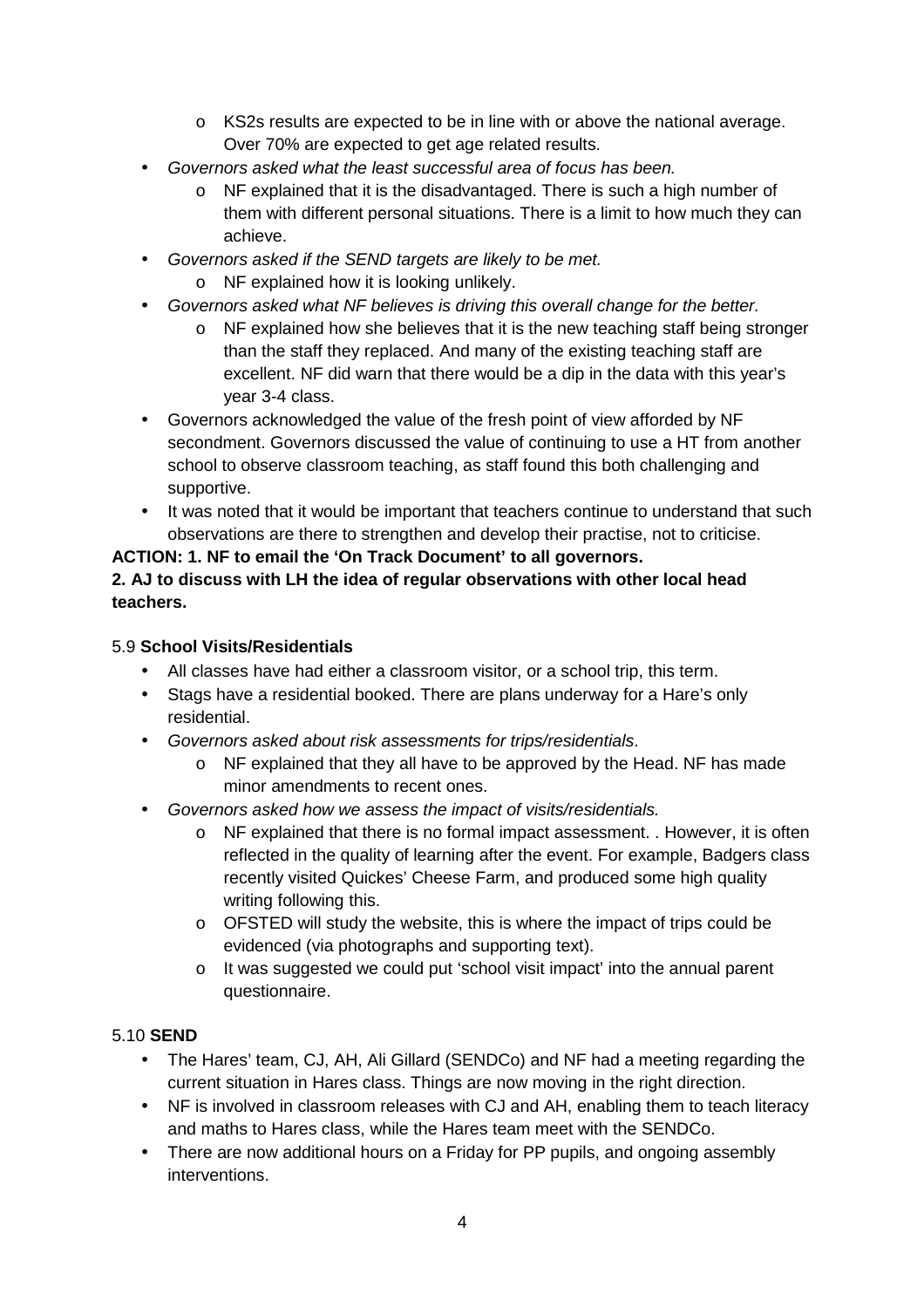- KS2s results are expected to be in line with or above the national average. Over 70% are expected to get age related results.
- *Governors asked what the least successful area of focus has been.*
    - NF explained that it is the disadvantaged. There is such a high number of them with different personal situations. There is a limit to how much they can achieve.
- *Governors asked if the SEND targets are likely to be met.*
    - NF explained how it is looking unlikely.
- *Governors asked what NF believes is driving this overall change for the better.*
    - NF explained how she believes that it is the new teaching staff being stronger than the staff they replaced. And many of the existing teaching staff are excellent. NF did warn that there would be a dip in the data with this year's year 3-4 class.
- Governors acknowledged the value of the fresh point of view afforded by NF secondment. Governors discussed the value of continuing to use a HT from another school to observe classroom teaching, as staff found this both challenging and supportive.
- It was noted that it would be important that teachers continue to understand that such observations are there to strengthen and develop their practise, not to criticise.

**ACTION: 1. NF to email the 'On Track Document' to all governors.**
**2. AJ to discuss with LH the idea of regular observations with other local head teachers.**

5.9 **School Visits/Residentials**

- All classes have had either a classroom visitor, or a school trip, this term.
- Stags have a residential booked. There are plans underway for a Hare's only residential.
- *Governors asked about risk assessments for trips/residentials*.
    - NF explained that they all have to be approved by the Head. NF has made minor amendments to recent ones.
- *Governors asked how we assess the impact of visits/residentials.*
    - NF explained that there is no formal impact assessment. . However, it is often reflected in the quality of learning after the event. For example, Badgers class recently visited Quickes' Cheese Farm, and produced some high quality writing following this.
    - OFSTED will study the website, this is where the impact of trips could be evidenced (via photographs and supporting text).
    - It was suggested we could put 'school visit impact' into the annual parent questionnaire.

5.10 **SEND**

- The Hares' team, CJ, AH, Ali Gillard (SENDCo) and NF had a meeting regarding the current situation in Hares class. Things are now moving in the right direction.
- NF is involved in classroom releases with CJ and AH, enabling them to teach literacy and maths to Hares class, while the Hares team meet with the SENDCo.
- There are now additional hours on a Friday for PP pupils, and ongoing assembly interventions.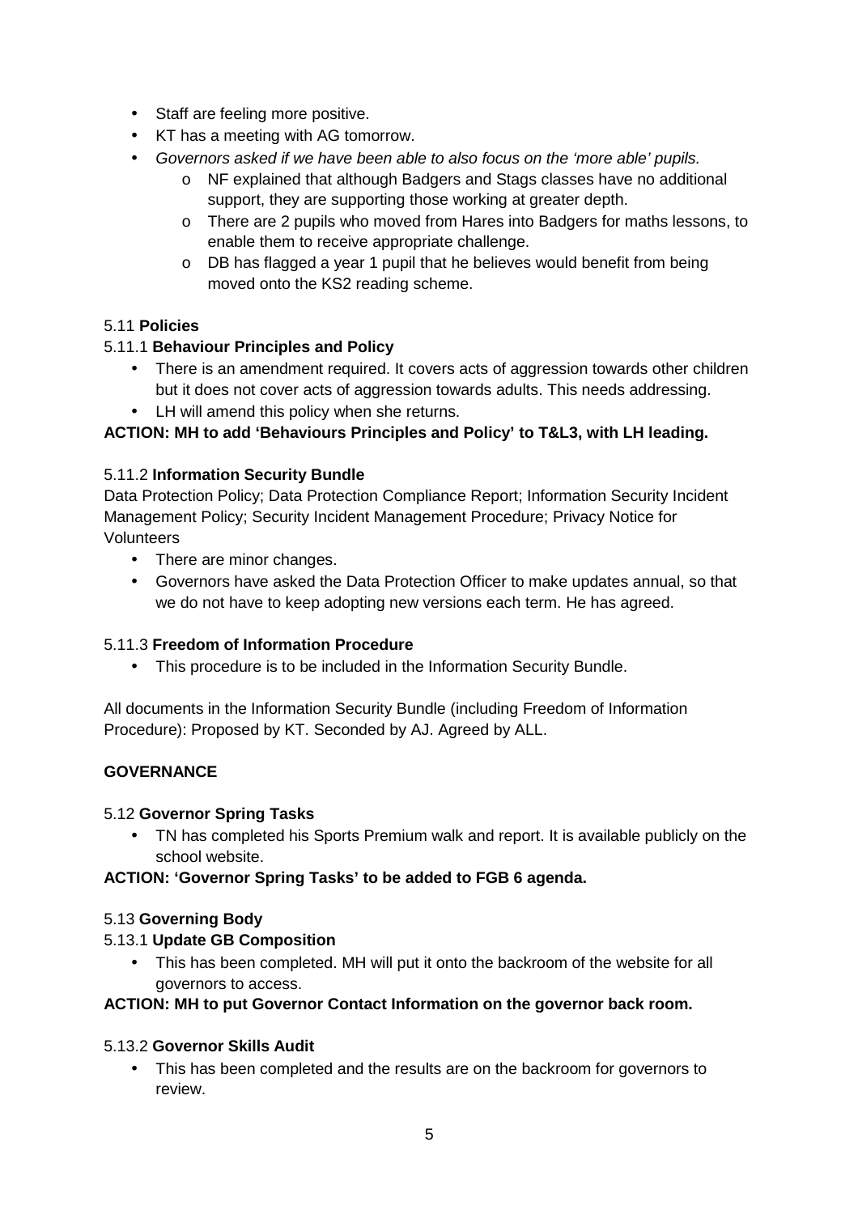- Staff are feeling more positive.
- KT has a meeting with AG tomorrow.
- *Governors asked if we have been able to also focus on the 'more able' pupils.*
    - NF explained that although Badgers and Stags classes have no additional support, they are supporting those working at greater depth.
    - There are 2 pupils who moved from Hares into Badgers for maths lessons, to enable them to receive appropriate challenge.
    - DB has flagged a year 1 pupil that he believes would benefit from being moved onto the KS2 reading scheme.

5.11 **Policies**

5.11.1 **Behaviour Principles and Policy**

- There is an amendment required. It covers acts of aggression towards other children but it does not cover acts of aggression towards adults. This needs addressing.
- LH will amend this policy when she returns.

**ACTION: MH to add 'Behaviours Principles and Policy' to T&L3, with LH leading.**

5.11.2 **Information Security Bundle**

Data Protection Policy; Data Protection Compliance Report; Information Security Incident Management Policy; Security Incident Management Procedure; Privacy Notice for Volunteers

- There are minor changes.
- Governors have asked the Data Protection Officer to make updates annual, so that we do not have to keep adopting new versions each term. He has agreed.

5.11.3 **Freedom of Information Procedure**

- This procedure is to be included in the Information Security Bundle.

All documents in the Information Security Bundle (including Freedom of Information Procedure): Proposed by KT. Seconded by AJ. Agreed by ALL.

**GOVERNANCE**

5.12 **Governor Spring Tasks**

- TN has completed his Sports Premium walk and report. It is available publicly on the school website.

**ACTION: 'Governor Spring Tasks' to be added to FGB 6 agenda.**

5.13 **Governing Body**

5.13.1 **Update GB Composition**

- This has been completed. MH will put it onto the backroom of the website for all governors to access.

**ACTION: MH to put Governor Contact Information on the governor back room.**

5.13.2 **Governor Skills Audit**

- This has been completed and the results are on the backroom for governors to review.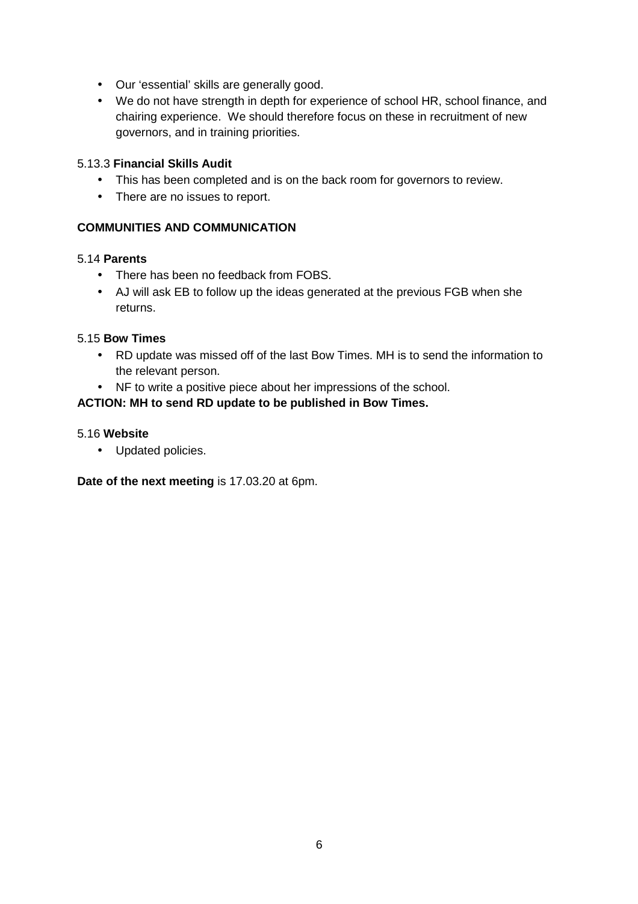- Our 'essential' skills are generally good.
- We do not have strength in depth for experience of school HR, school finance, and chairing experience. We should therefore focus on these in recruitment of new governors, and in training priorities.

5.13.3 **Financial Skills Audit**

- This has been completed and is on the back room for governors to review.
- There are no issues to report.

**COMMUNITIES AND COMMUNICATION**

5.14 **Parents**

- There has been no feedback from FOBS.
- AJ will ask EB to follow up the ideas generated at the previous FGB when she returns.

5.15 **Bow Times**

- RD update was missed off of the last Bow Times. MH is to send the information to the relevant person.
- NF to write a positive piece about her impressions of the school.

**ACTION: MH to send RD update to be published in Bow Times.**

5.16 **Website**

- Updated policies.

**Date of the next meeting** is 17.03.20 at 6pm.